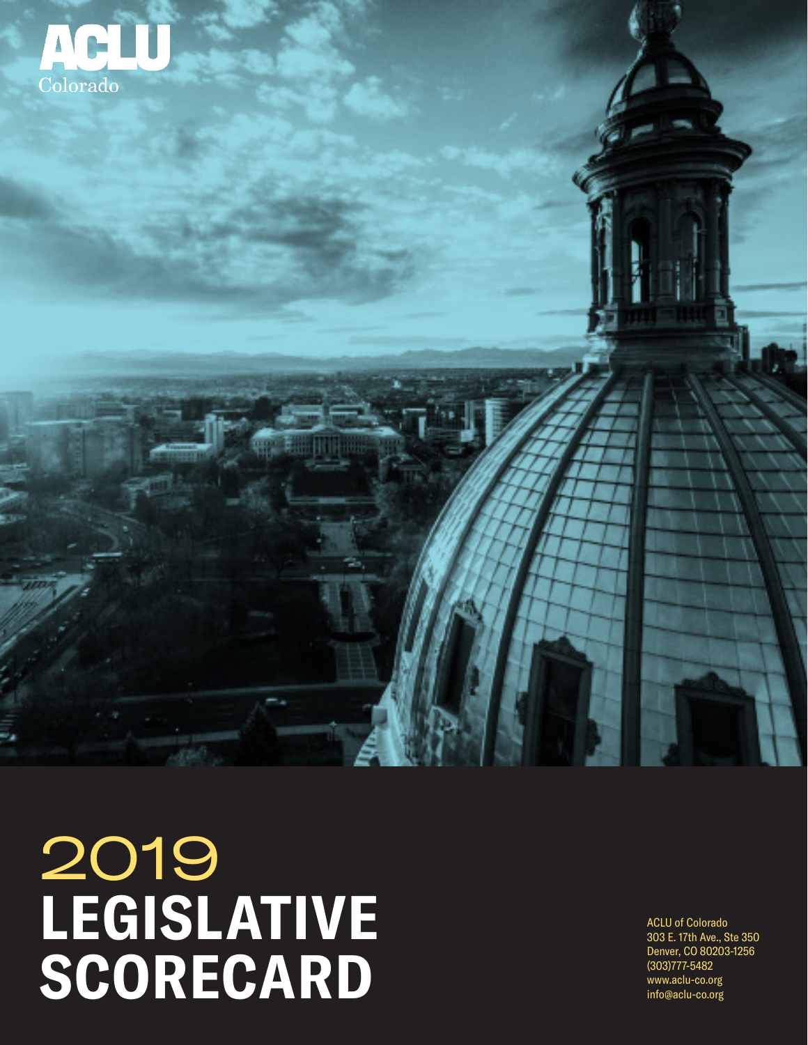ACLU Colorado

# 2019 LEGISLATIVE SCORECARD

ACLU of Colorado
303 E. 17th Ave., Ste 350
Denver, CO 80203-1256
(303)777-5482
www.aclu-co.org
info@aclu-co.org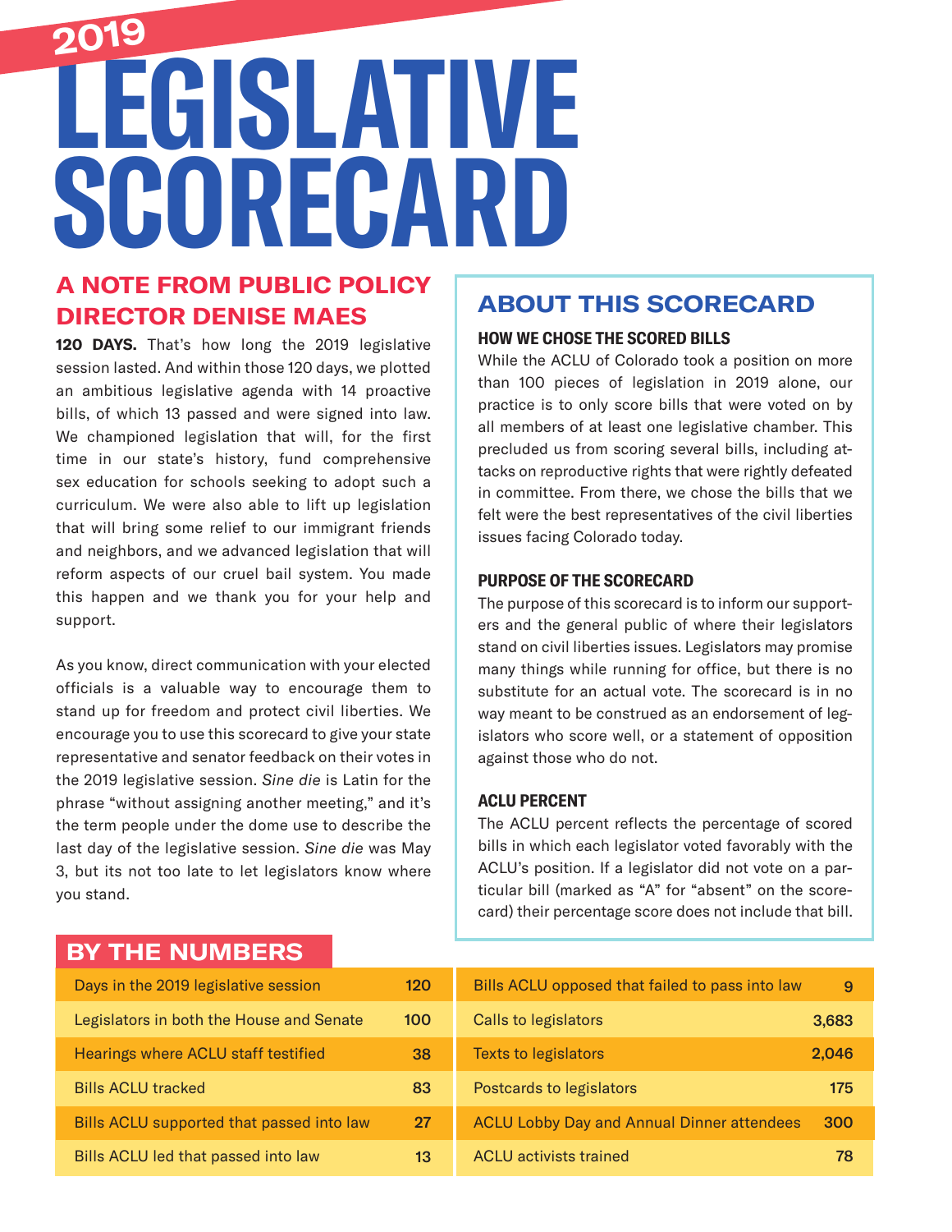# 2019 LEGISLATIVE SCORECARD

## A NOTE FROM PUBLIC POLICY DIRECTOR DENISE MAES

**120 DAYS.** That's how long the 2019 legislative session lasted. And within those 120 days, we plotted an ambitious legislative agenda with 14 proactive bills, of which 13 passed and were signed into law. We championed legislation that will, for the first time in our state's history, fund comprehensive sex education for schools seeking to adopt such a curriculum. We were also able to lift up legislation that will bring some relief to our immigrant friends and neighbors, and we advanced legislation that will reform aspects of our cruel bail system. You made this happen and we thank you for your help and support.

As you know, direct communication with your elected officials is a valuable way to encourage them to stand up for freedom and protect civil liberties. We encourage you to use this scorecard to give your state representative and senator feedback on their votes in the 2019 legislative session. *Sine die* is Latin for the phrase "without assigning another meeting," and it's the term people under the dome use to describe the last day of the legislative session. *Sine die* was May 3, but its not too late to let legislators know where you stand.

## ABOUT THIS SCORECARD

### HOW WE CHOSE THE SCORED BILLS

While the ACLU of Colorado took a position on more than 100 pieces of legislation in 2019 alone, our practice is to only score bills that were voted on by all members of at least one legislative chamber. This precluded us from scoring several bills, including attacks on reproductive rights that were rightly defeated in committee. From there, we chose the bills that we felt were the best representatives of the civil liberties issues facing Colorado today.

### PURPOSE OF THE SCORECARD

The purpose of this scorecard is to inform our supporters and the general public of where their legislators stand on civil liberties issues. Legislators may promise many things while running for office, but there is no substitute for an actual vote. The scorecard is in no way meant to be construed as an endorsement of legislators who score well, or a statement of opposition against those who do not.

### ACLU PERCENT

The ACLU percent reflects the percentage of scored bills in which each legislator voted favorably with the ACLU's position. If a legislator did not vote on a particular bill (marked as "A" for "absent" on the scorecard) their percentage score does not include that bill.

## BY THE NUMBERS

| Item | Number |
|---|---|
| Days in the 2019 legislative session | 120 |
| Legislators in both the House and Senate | 100 |
| Hearings where ACLU staff testified | 38 |
| Bills ACLU tracked | 83 |
| Bills ACLU supported that passed into law | 27 |
| Bills ACLU led that passed into law | 13 |
| Bills ACLU opposed that failed to pass into law | 9 |
| Calls to legislators | 3,683 |
| Texts to legislators | 2,046 |
| Postcards to legislators | 175 |
| ACLU Lobby Day and Annual Dinner attendees | 300 |
| ACLU activists trained | 78 |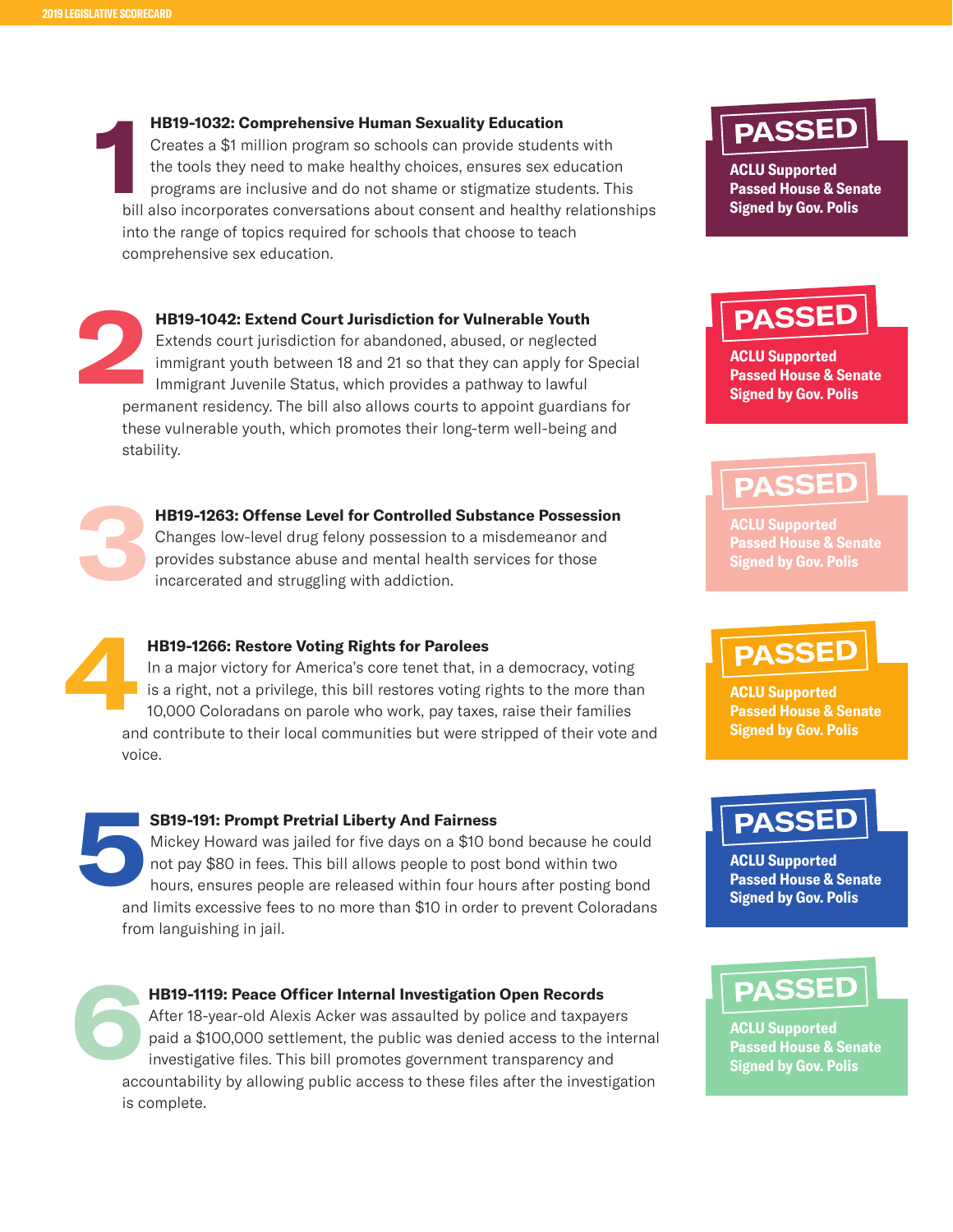1

### HB19-1032: Comprehensive Human Sexuality Education

Creates a $1 million program so schools can provide students with the tools they need to make healthy choices, ensures sex education programs are inclusive and do not shame or stigmatize students. This bill also incorporates conversations about consent and healthy relationships into the range of topics required for schools that choose to teach comprehensive sex education.

**PASSED**

**ACLU Supported**
**Passed House & Senate**
**Signed by Gov. Polis**

2

### HB19-1042: Extend Court Jurisdiction for Vulnerable Youth

Extends court jurisdiction for abandoned, abused, or neglected immigrant youth between 18 and 21 so that they can apply for Special Immigrant Juvenile Status, which provides a pathway to lawful permanent residency. The bill also allows courts to appoint guardians for these vulnerable youth, which promotes their long-term well-being and stability.

**PASSED**

**ACLU Supported**
**Passed House & Senate**
**Signed by Gov. Polis**

3

### HB19-1263: Offense Level for Controlled Substance Possession

Changes low-level drug felony possession to a misdemeanor and provides substance abuse and mental health services for those incarcerated and struggling with addiction.

**PASSED**

**ACLU Supported**
**Passed House & Senate**
**Signed by Gov. Polis**

4

### HB19-1266: Restore Voting Rights for Parolees

In a major victory for America's core tenet that, in a democracy, voting is a right, not a privilege, this bill restores voting rights to the more than 10,000 Coloradans on parole who work, pay taxes, raise their families and contribute to their local communities but were stripped of their vote and voice.

**PASSED**

**ACLU Supported**
**Passed House & Senate**
**Signed by Gov. Polis**

5

### SB19-191: Prompt Pretrial Liberty And Fairness

Mickey Howard was jailed for five days on a $10 bond because he could not pay $80 in fees. This bill allows people to post bond within two hours, ensures people are released within four hours after posting bond and limits excessive fees to no more than $10 in order to prevent Coloradans from languishing in jail.

**PASSED**

**ACLU Supported**
**Passed House & Senate**
**Signed by Gov. Polis**

6

### HB19-1119: Peace Officer Internal Investigation Open Records

After 18-year-old Alexis Acker was assaulted by police and taxpayers paid a $100,000 settlement, the public was denied access to the internal investigative files. This bill promotes government transparency and accountability by allowing public access to these files after the investigation is complete.

**PASSED**

**ACLU Supported**
**Passed House & Senate**
**Signed by Gov. Polis**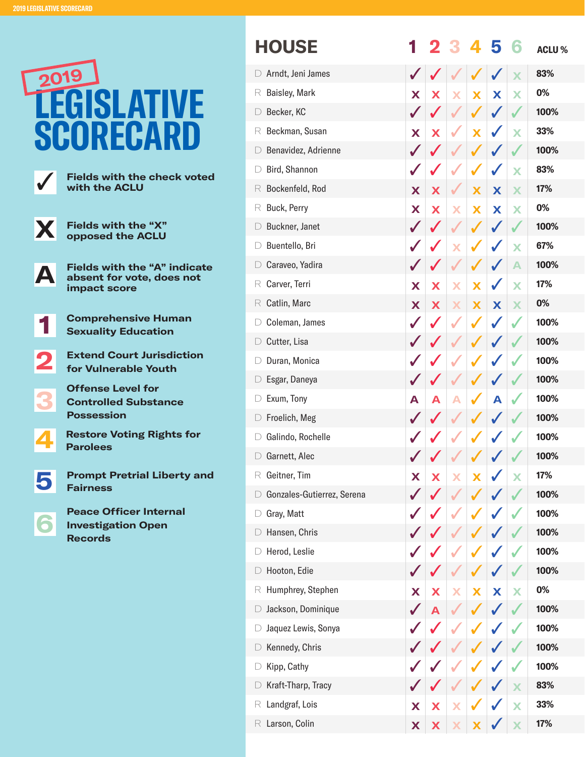# 2019 LEGISLATIVE SCORECARD

✓ Fields with the check voted with the ACLU

X Fields with the "X" opposed the ACLU

A Fields with the "A" indicate absent for vote, does not impact score

1. Comprehensive Human Sexuality Education
2. Extend Court Jurisdiction for Vulnerable Youth
3. Offense Level for Controlled Substance Possession
4. Restore Voting Rights for Parolees
5. Prompt Pretrial Liberty and Fairness
6. Peace Officer Internal Investigation Open Records

## HOUSE

| Party | Name | 1 | 2 | 3 | 4 | 5 | 6 | ACLU % |
|---|---|---|---|---|---|---|---|---|
| D | Arndt, Jeni James | ✓ | ✓ | ✓ | ✓ | ✓ | X | 83% |
| R | Baisley, Mark | X | X | X | X | X | X | 0% |
| D | Becker, KC | ✓ | ✓ | ✓ | ✓ | ✓ | ✓ | 100% |
| R | Beckman, Susan | X | X | ✓ | X | ✓ | X | 33% |
| D | Benavidez, Adrienne | ✓ | ✓ | ✓ | ✓ | ✓ | ✓ | 100% |
| D | Bird, Shannon | ✓ | ✓ | ✓ | ✓ | ✓ | X | 83% |
| R | Bockenfeld, Rod | X | X | ✓ | X | X | X | 17% |
| R | Buck, Perry | X | X | X | X | X | X | 0% |
| D | Buckner, Janet | ✓ | ✓ | ✓ | ✓ | ✓ | ✓ | 100% |
| D | Buentello, Bri | ✓ | ✓ | X | ✓ | ✓ | X | 67% |
| D | Caraveo, Yadira | ✓ | ✓ | ✓ | ✓ | ✓ | A | 100% |
| R | Carver, Terri | X | X | X | X | ✓ | X | 17% |
| R | Catlin, Marc | X | X | X | X | X | X | 0% |
| D | Coleman, James | ✓ | ✓ | ✓ | ✓ | ✓ | ✓ | 100% |
| D | Cutter, Lisa | ✓ | ✓ | ✓ | ✓ | ✓ | ✓ | 100% |
| D | Duran, Monica | ✓ | ✓ | ✓ | ✓ | ✓ | ✓ | 100% |
| D | Esgar, Daneya | ✓ | ✓ | ✓ | ✓ | ✓ | ✓ | 100% |
| D | Exum, Tony | A | A | A | ✓ | A | ✓ | 100% |
| D | Froelich, Meg | ✓ | ✓ | ✓ | ✓ | ✓ | ✓ | 100% |
| D | Galindo, Rochelle | ✓ | ✓ | ✓ | ✓ | ✓ | ✓ | 100% |
| D | Garnett, Alec | ✓ | ✓ | ✓ | ✓ | ✓ | ✓ | 100% |
| R | Geitner, Tim | X | X | X | X | ✓ | X | 17% |
| D | Gonzales-Gutierrez, Serena | ✓ | ✓ | ✓ | ✓ | ✓ | ✓ | 100% |
| D | Gray, Matt | ✓ | ✓ | ✓ | ✓ | ✓ | ✓ | 100% |
| D | Hansen, Chris | ✓ | ✓ | ✓ | ✓ | ✓ | ✓ | 100% |
| D | Herod, Leslie | ✓ | ✓ | ✓ | ✓ | ✓ | ✓ | 100% |
| D | Hooton, Edie | ✓ | ✓ | ✓ | ✓ | ✓ | ✓ | 100% |
| R | Humphrey, Stephen | X | X | X | X | X | X | 0% |
| D | Jackson, Dominique | ✓ | A | ✓ | ✓ | ✓ | ✓ | 100% |
| D | Jaquez Lewis, Sonya | ✓ | ✓ | ✓ | ✓ | ✓ | ✓ | 100% |
| D | Kennedy, Chris | ✓ | ✓ | ✓ | ✓ | ✓ | ✓ | 100% |
| D | Kipp, Cathy | ✓ | ✓ | ✓ | ✓ | ✓ | ✓ | 100% |
| D | Kraft-Tharp, Tracy | ✓ | ✓ | ✓ | ✓ | ✓ | X | 83% |
| R | Landgraf, Lois | X | X | X | ✓ | ✓ | X | 33% |
| R | Larson, Colin | X | X | X | X | ✓ | X | 17% |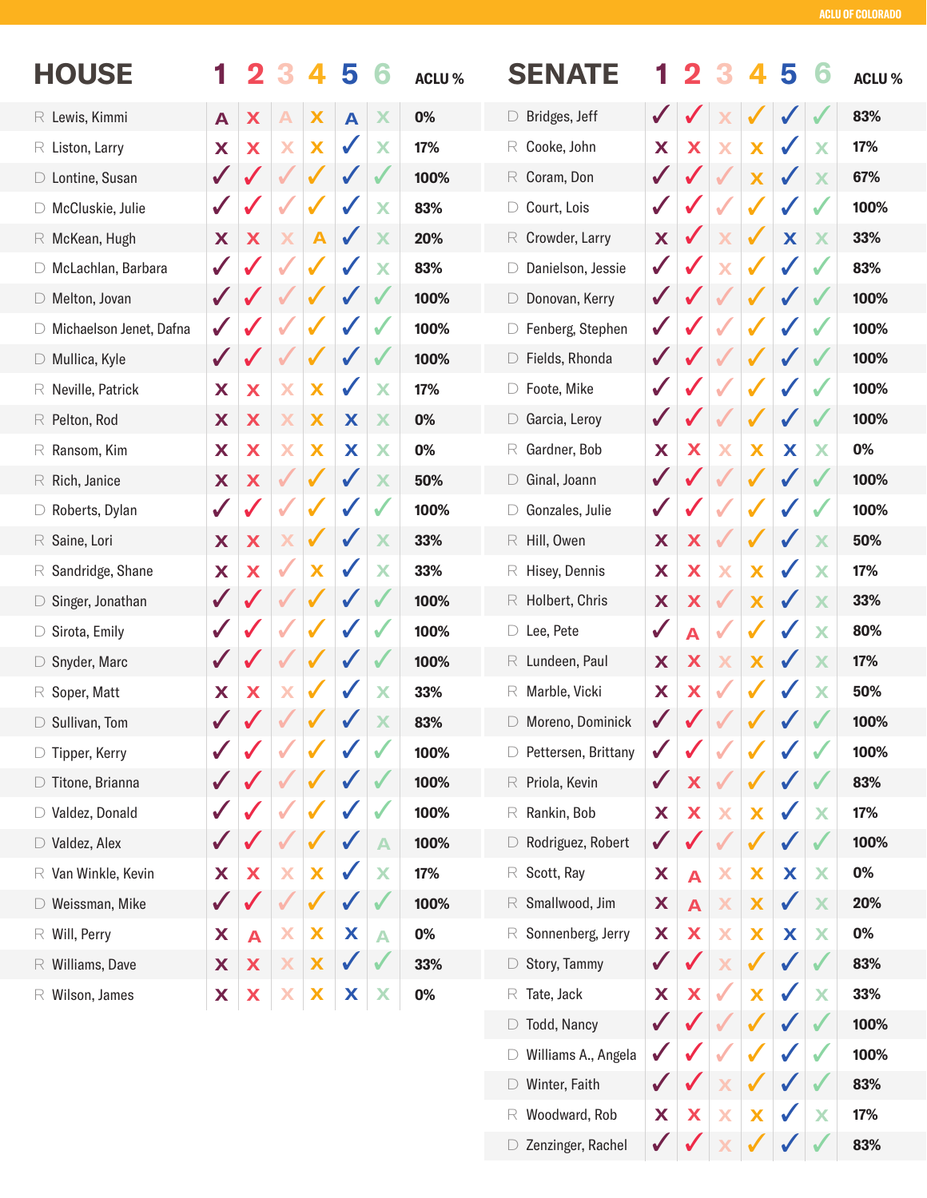## HOUSE

| HOUSE | 1 | 2 | 3 | 4 | 5 | 6 | ACLU % |
|---|---|---|---|---|---|---|---|
| R Lewis, Kimmi | A | X | A | X | A | X | 0% |
| R Liston, Larry | X | X | X | X | ✓ | X | 17% |
| D Lontine, Susan | ✓ | ✓ | ✓ | ✓ | ✓ | ✓ | 100% |
| D McCluskie, Julie | ✓ | ✓ | ✓ | ✓ | ✓ | X | 83% |
| R McKean, Hugh | X | X | X | A | ✓ | X | 20% |
| D McLachlan, Barbara | ✓ | ✓ | ✓ | ✓ | ✓ | X | 83% |
| D Melton, Jovan | ✓ | ✓ | ✓ | ✓ | ✓ | ✓ | 100% |
| D Michaelson Jenet, Dafna | ✓ | ✓ | ✓ | ✓ | ✓ | ✓ | 100% |
| D Mullica, Kyle | ✓ | ✓ | ✓ | ✓ | ✓ | ✓ | 100% |
| R Neville, Patrick | X | X | X | X | ✓ | X | 17% |
| R Pelton, Rod | X | X | X | X | X | X | 0% |
| R Ransom, Kim | X | X | X | X | X | X | 0% |
| R Rich, Janice | X | X | ✓ | ✓ | ✓ | X | 50% |
| D Roberts, Dylan | ✓ | ✓ | ✓ | ✓ | ✓ | ✓ | 100% |
| R Saine, Lori | X | X | X | ✓ | ✓ | X | 33% |
| R Sandridge, Shane | X | X | ✓ | X | ✓ | X | 33% |
| D Singer, Jonathan | ✓ | ✓ | ✓ | ✓ | ✓ | ✓ | 100% |
| D Sirota, Emily | ✓ | ✓ | ✓ | ✓ | ✓ | ✓ | 100% |
| D Snyder, Marc | ✓ | ✓ | ✓ | ✓ | ✓ | ✓ | 100% |
| R Soper, Matt | X | X | X | ✓ | ✓ | X | 33% |
| D Sullivan, Tom | ✓ | ✓ | ✓ | ✓ | ✓ | X | 83% |
| D Tipper, Kerry | ✓ | ✓ | ✓ | ✓ | ✓ | ✓ | 100% |
| D Titone, Brianna | ✓ | ✓ | ✓ | ✓ | ✓ | ✓ | 100% |
| D Valdez, Donald | ✓ | ✓ | ✓ | ✓ | ✓ | ✓ | 100% |
| D Valdez, Alex | ✓ | ✓ | ✓ | ✓ | ✓ | A | 100% |
| R Van Winkle, Kevin | X | X | X | X | ✓ | X | 17% |
| D Weissman, Mike | ✓ | ✓ | ✓ | ✓ | ✓ | ✓ | 100% |
| R Will, Perry | X | A | X | X | X | A | 0% |
| R Williams, Dave | X | X | X | X | ✓ | ✓ | 33% |
| R Wilson, James | X | X | X | X | X | X | 0% |

## SENATE

| SENATE | 1 | 2 | 3 | 4 | 5 | 6 | ACLU % |
|---|---|---|---|---|---|---|---|
| D Bridges, Jeff | ✓ | ✓ | X | ✓ | ✓ | ✓ | 83% |
| R Cooke, John | X | X | X | X | ✓ | X | 17% |
| R Coram, Don | ✓ | ✓ | ✓ | X | ✓ | X | 67% |
| D Court, Lois | ✓ | ✓ | ✓ | ✓ | ✓ | ✓ | 100% |
| R Crowder, Larry | X | ✓ | X | ✓ | X | X | 33% |
| D Danielson, Jessie | ✓ | ✓ | X | ✓ | ✓ | ✓ | 83% |
| D Donovan, Kerry | ✓ | ✓ | ✓ | ✓ | ✓ | ✓ | 100% |
| D Fenberg, Stephen | ✓ | ✓ | ✓ | ✓ | ✓ | ✓ | 100% |
| D Fields, Rhonda | ✓ | ✓ | ✓ | ✓ | ✓ | ✓ | 100% |
| D Foote, Mike | ✓ | ✓ | ✓ | ✓ | ✓ | ✓ | 100% |
| D Garcia, Leroy | ✓ | ✓ | ✓ | ✓ | ✓ | ✓ | 100% |
| R Gardner, Bob | X | X | X | X | X | X | 0% |
| D Ginal, Joann | ✓ | ✓ | ✓ | ✓ | ✓ | ✓ | 100% |
| D Gonzales, Julie | ✓ | ✓ | ✓ | ✓ | ✓ | ✓ | 100% |
| R Hill, Owen | X | X | ✓ | ✓ | ✓ | X | 50% |
| R Hisey, Dennis | X | X | X | X | ✓ | X | 17% |
| R Holbert, Chris | X | X | ✓ | X | ✓ | X | 33% |
| D Lee, Pete | ✓ | A | ✓ | ✓ | ✓ | X | 80% |
| R Lundeen, Paul | X | X | X | X | ✓ | X | 17% |
| R Marble, Vicki | X | X | ✓ | ✓ | ✓ | X | 50% |
| D Moreno, Dominick | ✓ | ✓ | ✓ | ✓ | ✓ | ✓ | 100% |
| D Pettersen, Brittany | ✓ | ✓ | ✓ | ✓ | ✓ | ✓ | 100% |
| R Priola, Kevin | ✓ | X | ✓ | ✓ | ✓ | ✓ | 83% |
| R Rankin, Bob | X | X | X | X | ✓ | X | 17% |
| D Rodriguez, Robert | ✓ | ✓ | ✓ | ✓ | ✓ | ✓ | 100% |
| R Scott, Ray | X | A | X | X | X | X | 0% |
| R Smallwood, Jim | X | A | X | X | ✓ | X | 20% |
| R Sonnenberg, Jerry | X | X | X | X | X | X | 0% |
| D Story, Tammy | ✓ | ✓ | X | ✓ | ✓ | ✓ | 83% |
| R Tate, Jack | X | X | ✓ | X | ✓ | X | 33% |
| D Todd, Nancy | ✓ | ✓ | ✓ | ✓ | ✓ | ✓ | 100% |
| D Williams A., Angela | ✓ | ✓ | ✓ | ✓ | ✓ | ✓ | 100% |
| D Winter, Faith | ✓ | ✓ | X | ✓ | ✓ | ✓ | 83% |
| R Woodward, Rob | X | X | X | X | ✓ | X | 17% |
| D Zenzinger, Rachel | ✓ | ✓ | X | ✓ | ✓ | ✓ | 83% |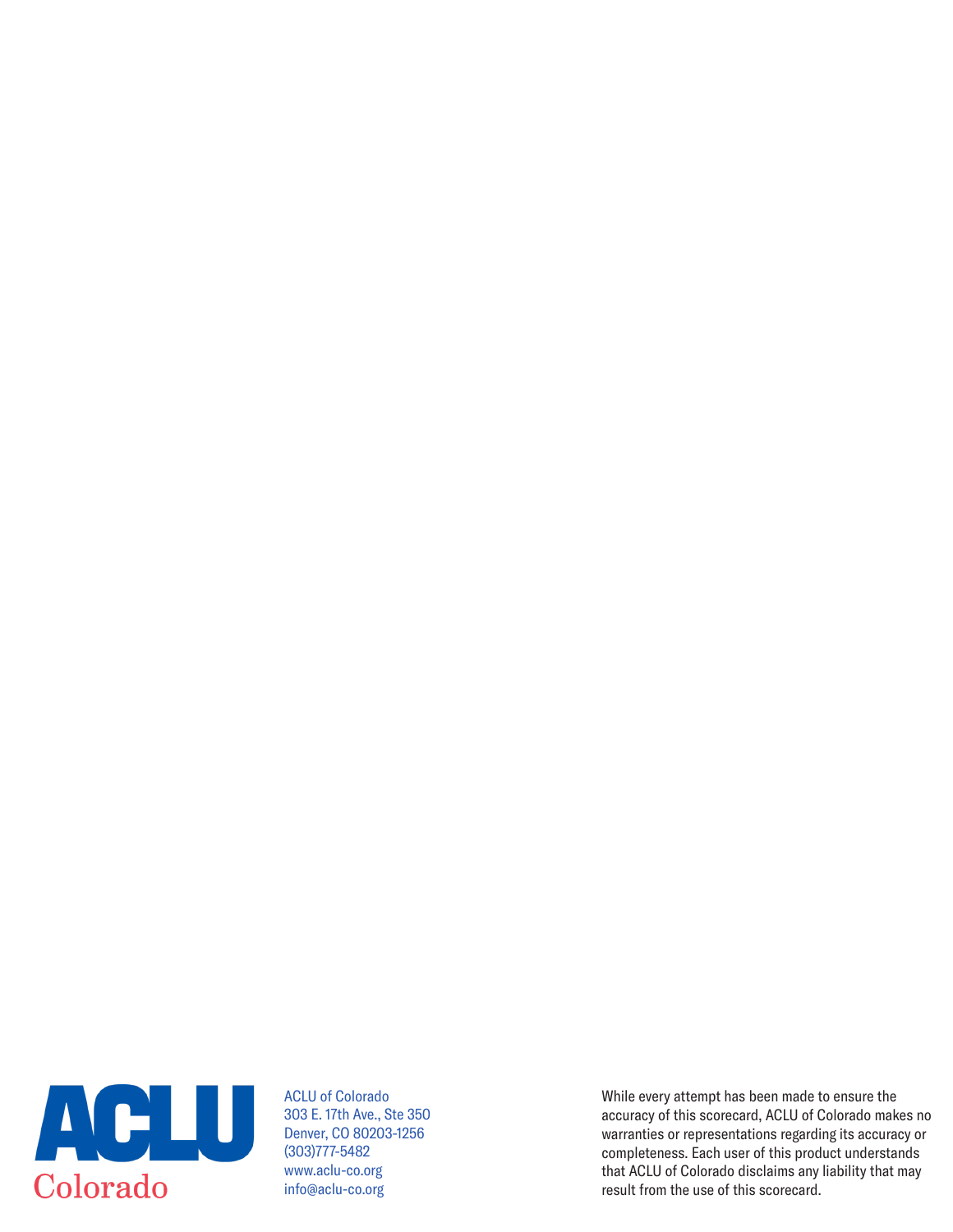ACLU

Colorado

ACLU of Colorado
303 E. 17th Ave., Ste 350
Denver, CO 80203-1256
(303)777-5482
www.aclu-co.org
info@aclu-co.org

While every attempt has been made to ensure the accuracy of this scorecard, ACLU of Colorado makes no warranties or representations regarding its accuracy or completeness. Each user of this product understands that ACLU of Colorado disclaims any liability that may result from the use of this scorecard.